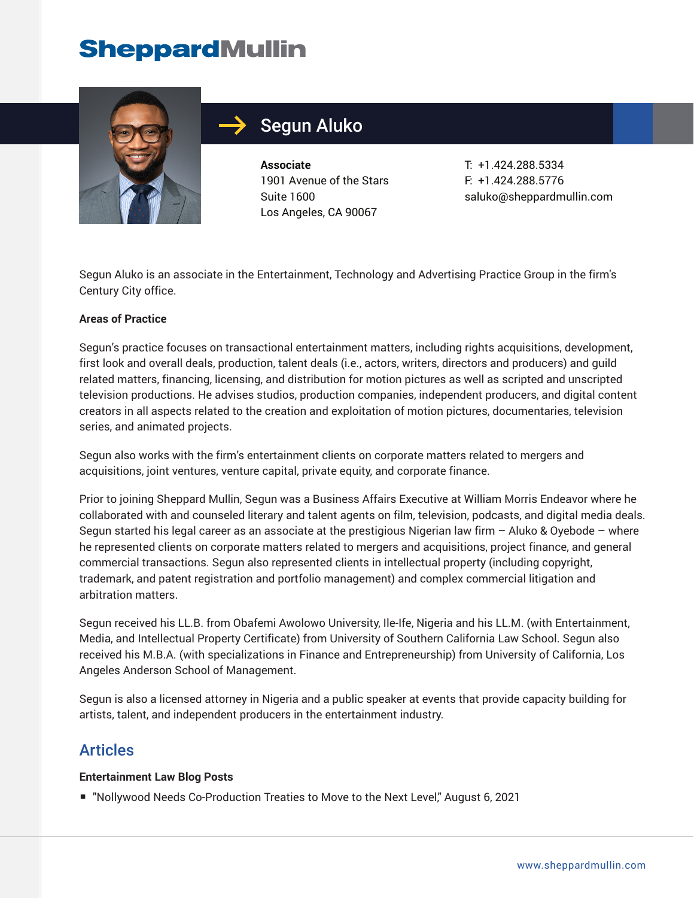SheppardMullin

# Segun Aluko

**Associate**
1901 Avenue of the Stars
Suite 1600
Los Angeles, CA 90067

T: +1.424.288.5334
F: +1.424.288.5776
saluko@sheppardmullin.com

Segun Aluko is an associate in the Entertainment, Technology and Advertising Practice Group in the firm's Century City office.

**Areas of Practice**

Segun's practice focuses on transactional entertainment matters, including rights acquisitions, development, first look and overall deals, production, talent deals (i.e., actors, writers, directors and producers) and guild related matters, financing, licensing, and distribution for motion pictures as well as scripted and unscripted television productions. He advises studios, production companies, independent producers, and digital content creators in all aspects related to the creation and exploitation of motion pictures, documentaries, television series, and animated projects.

Segun also works with the firm's entertainment clients on corporate matters related to mergers and acquisitions, joint ventures, venture capital, private equity, and corporate finance.

Prior to joining Sheppard Mullin, Segun was a Business Affairs Executive at William Morris Endeavor where he collaborated with and counseled literary and talent agents on film, television, podcasts, and digital media deals. Segun started his legal career as an associate at the prestigious Nigerian law firm – Aluko & Oyebode – where he represented clients on corporate matters related to mergers and acquisitions, project finance, and general commercial transactions. Segun also represented clients in intellectual property (including copyright, trademark, and patent registration and portfolio management) and complex commercial litigation and arbitration matters.

Segun received his LL.B. from Obafemi Awolowo University, Ile-Ife, Nigeria and his LL.M. (with Entertainment, Media, and Intellectual Property Certificate) from University of Southern California Law School. Segun also received his M.B.A. (with specializations in Finance and Entrepreneurship) from University of California, Los Angeles Anderson School of Management.

Segun is also a licensed attorney in Nigeria and a public speaker at events that provide capacity building for artists, talent, and independent producers in the entertainment industry.

## Articles

**Entertainment Law Blog Posts**

- "Nollywood Needs Co-Production Treaties to Move to the Next Level," August 6, 2021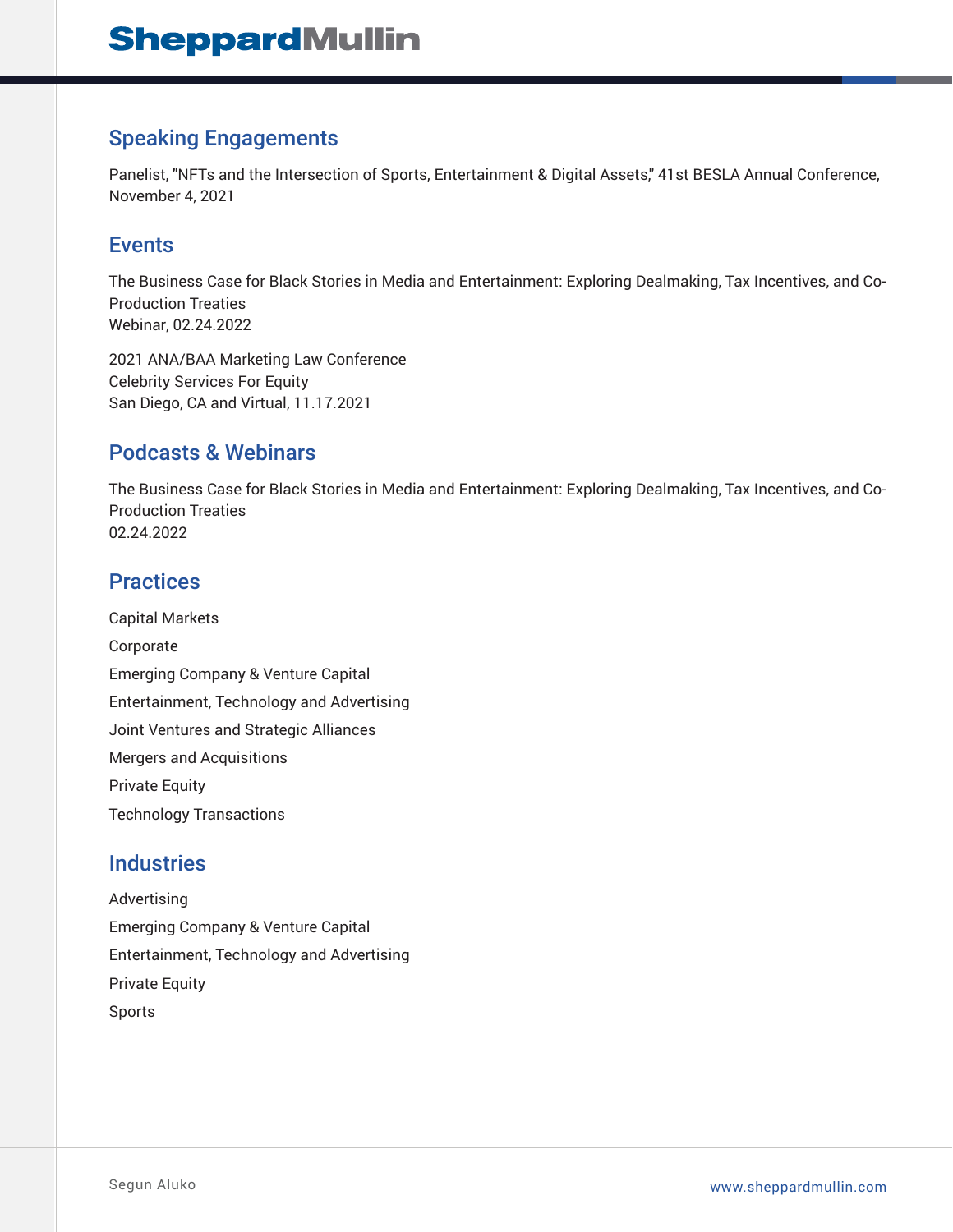## Speaking Engagements

Panelist, "NFTs and the Intersection of Sports, Entertainment & Digital Assets," 41st BESLA Annual Conference, November 4, 2021

## Events

The Business Case for Black Stories in Media and Entertainment: Exploring Dealmaking, Tax Incentives, and Co-Production Treaties
Webinar, 02.24.2022

2021 ANA/BAA Marketing Law Conference
Celebrity Services For Equity
San Diego, CA and Virtual, 11.17.2021

## Podcasts & Webinars

The Business Case for Black Stories in Media and Entertainment: Exploring Dealmaking, Tax Incentives, and Co-Production Treaties
02.24.2022

## Practices

Capital Markets

Corporate

Emerging Company & Venture Capital

Entertainment, Technology and Advertising

Joint Ventures and Strategic Alliances

Mergers and Acquisitions

Private Equity

Technology Transactions

## Industries

Advertising

Emerging Company & Venture Capital

Entertainment, Technology and Advertising

Private Equity

Sports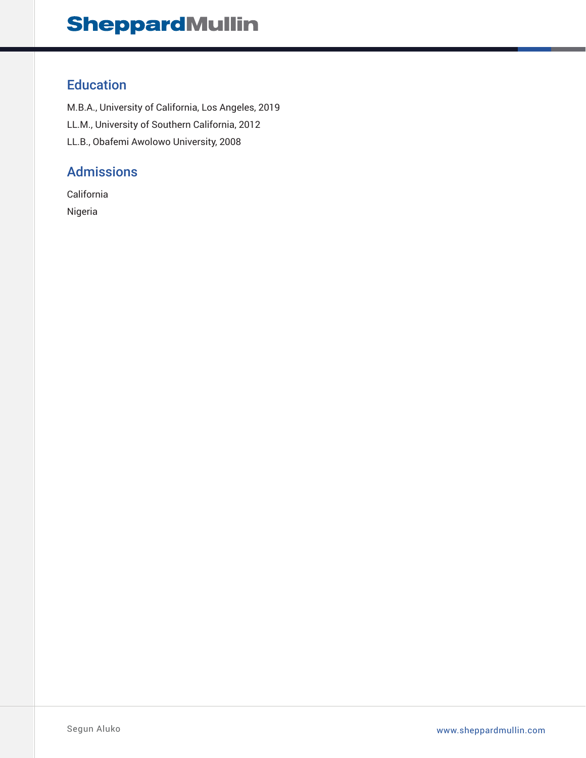## Education

M.B.A., University of California, Los Angeles, 2019

LL.M., University of Southern California, 2012

LL.B., Obafemi Awolowo University, 2008

## Admissions

California

Nigeria